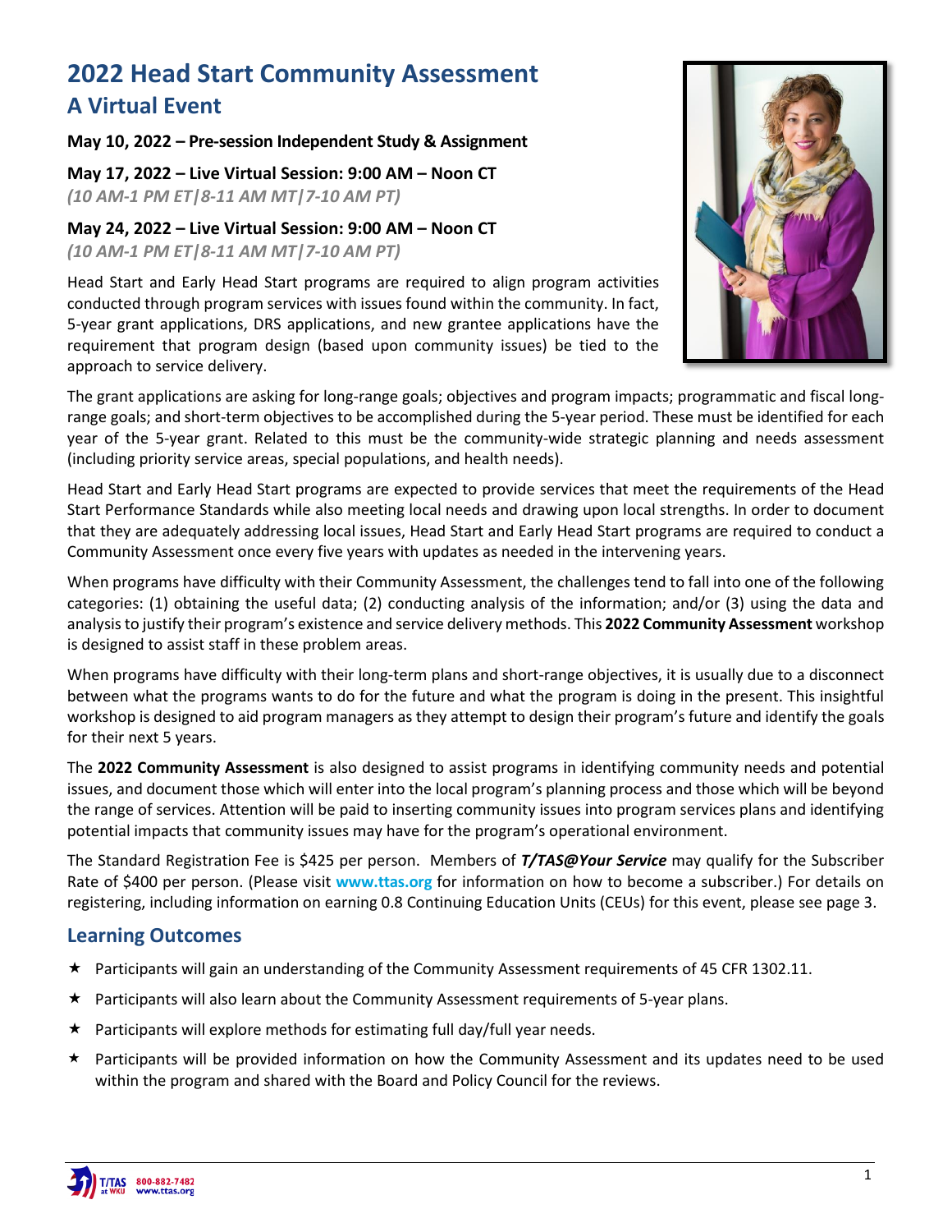# 2022 Head Start Community Assessment

## A Virtual Event

**May 10, 2022 – Pre-session Independent Study & Assignment**

**May 17, 2022 – Live Virtual Session: 9:00 AM – Noon CT**
*(10 AM-1 PM ET|8-11 AM MT|7-10 AM PT)*

**May 24, 2022 – Live Virtual Session: 9:00 AM – Noon CT**
*(10 AM-1 PM ET|8-11 AM MT|7-10 AM PT)*

Head Start and Early Head Start programs are required to align program activities conducted through program services with issues found within the community. In fact, 5-year grant applications, DRS applications, and new grantee applications have the requirement that program design (based upon community issues) be tied to the approach to service delivery.

The grant applications are asking for long-range goals; objectives and program impacts; programmatic and fiscal long-range goals; and short-term objectives to be accomplished during the 5-year period. These must be identified for each year of the 5-year grant. Related to this must be the community-wide strategic planning and needs assessment (including priority service areas, special populations, and health needs).

Head Start and Early Head Start programs are expected to provide services that meet the requirements of the Head Start Performance Standards while also meeting local needs and drawing upon local strengths. In order to document that they are adequately addressing local issues, Head Start and Early Head Start programs are required to conduct a Community Assessment once every five years with updates as needed in the intervening years.

When programs have difficulty with their Community Assessment, the challenges tend to fall into one of the following categories: (1) obtaining the useful data; (2) conducting analysis of the information; and/or (3) using the data and analysis to justify their program's existence and service delivery methods. This **2022 Community Assessment** workshop is designed to assist staff in these problem areas.

When programs have difficulty with their long-term plans and short-range objectives, it is usually due to a disconnect between what the programs wants to do for the future and what the program is doing in the present. This insightful workshop is designed to aid program managers as they attempt to design their program's future and identify the goals for their next 5 years.

The **2022 Community Assessment** is also designed to assist programs in identifying community needs and potential issues, and document those which will enter into the local program's planning process and those which will be beyond the range of services. Attention will be paid to inserting community issues into program services plans and identifying potential impacts that community issues may have for the program's operational environment.

The Standard Registration Fee is $425 per person. Members of ***T/TAS@Your Service*** may qualify for the Subscriber Rate of $400 per person. (Please visit **www.ttas.org** for information on how to become a subscriber.) For details on registering, including information on earning 0.8 Continuing Education Units (CEUs) for this event, please see page 3.

## Learning Outcomes

- Participants will gain an understanding of the Community Assessment requirements of 45 CFR 1302.11.
- Participants will also learn about the Community Assessment requirements of 5-year plans.
- Participants will explore methods for estimating full day/full year needs.
- Participants will be provided information on how the Community Assessment and its updates need to be used within the program and shared with the Board and Policy Council for the reviews.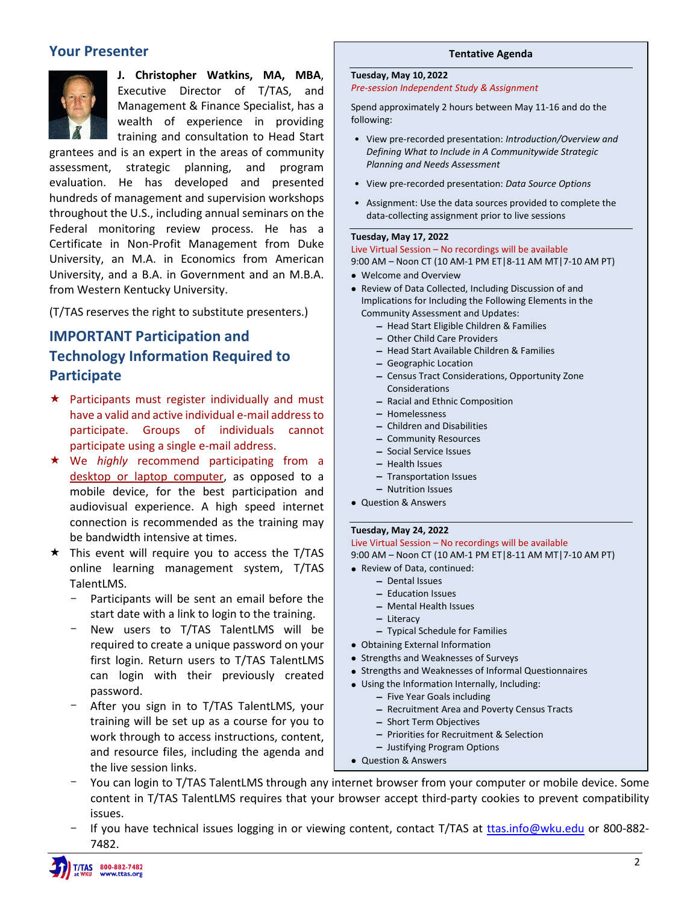## Your Presenter

**J. Christopher Watkins, MA, MBA**, Executive Director of T/TAS, and Management & Finance Specialist, has a wealth of experience in providing training and consultation to Head Start grantees and is an expert in the areas of community assessment, strategic planning, and program evaluation. He has developed and presented hundreds of management and supervision workshops throughout the U.S., including annual seminars on the Federal monitoring review process. He has a Certificate in Non-Profit Management from Duke University, an M.A. in Economics from American University, and a B.A. in Government and an M.B.A. from Western Kentucky University.

(T/TAS reserves the right to substitute presenters.)

## IMPORTANT Participation and Technology Information Required to Participate

- ★ Participants must register individually and must have a valid and active individual e-mail address to participate. Groups of individuals cannot participate using a single e-mail address.
- ★ We *highly* recommend participating from a desktop or laptop computer, as opposed to a mobile device, for the best participation and audiovisual experience. A high speed internet connection is recommended as the training may be bandwidth intensive at times.
- ★ This event will require you to access the T/TAS online learning management system, T/TAS TalentLMS.
  - Participants will be sent an email before the start date with a link to login to the training.
  - New users to T/TAS TalentLMS will be required to create a unique password on your first login. Return users to T/TAS TalentLMS can login with their previously created password.
  - After you sign in to T/TAS TalentLMS, your training will be set up as a course for you to work through to access instructions, content, and resource files, including the agenda and the live session links.
  - You can login to T/TAS TalentLMS through any internet browser from your computer or mobile device. Some content in T/TAS TalentLMS requires that your browser accept third-party cookies to prevent compatibility issues.
  - If you have technical issues logging in or viewing content, contact T/TAS at ttas.info@wku.edu or 800-882-7482.

### Tentative Agenda

**Tuesday, May 10, 2022**
*Pre-session Independent Study & Assignment*

Spend approximately 2 hours between May 11-16 and do the following:

- View pre-recorded presentation: *Introduction/Overview and Defining What to Include in A Communitywide Strategic Planning and Needs Assessment*
- View pre-recorded presentation: *Data Source Options*
- Assignment: Use the data sources provided to complete the data-collecting assignment prior to live sessions

**Tuesday, May 17, 2022**
Live Virtual Session – No recordings will be available
9:00 AM – Noon CT (10 AM-1 PM ET|8-11 AM MT|7-10 AM PT)

- Welcome and Overview
- Review of Data Collected, Including Discussion of and Implications for Including the Following Elements in the Community Assessment and Updates:
  - Head Start Eligible Children & Families
  - Other Child Care Providers
  - Head Start Available Children & Families
  - Geographic Location
  - Census Tract Considerations, Opportunity Zone Considerations
  - Racial and Ethnic Composition
  - Homelessness
  - Children and Disabilities
  - Community Resources
  - Social Service Issues
  - Health Issues
  - Transportation Issues
  - Nutrition Issues
- Question & Answers

**Tuesday, May 24, 2022**
Live Virtual Session – No recordings will be available
9:00 AM – Noon CT (10 AM-1 PM ET|8-11 AM MT|7-10 AM PT)

- Review of Data, continued:
  - Dental Issues
  - Education Issues
  - Mental Health Issues
  - Literacy
  - Typical Schedule for Families
- Obtaining External Information
- Strengths and Weaknesses of Surveys
- Strengths and Weaknesses of Informal Questionnaires
- Using the Information Internally, Including:
  - Five Year Goals including
  - Recruitment Area and Poverty Census Tracts
  - Short Term Objectives
  - Priorities for Recruitment & Selection
  - Justifying Program Options
- Question & Answers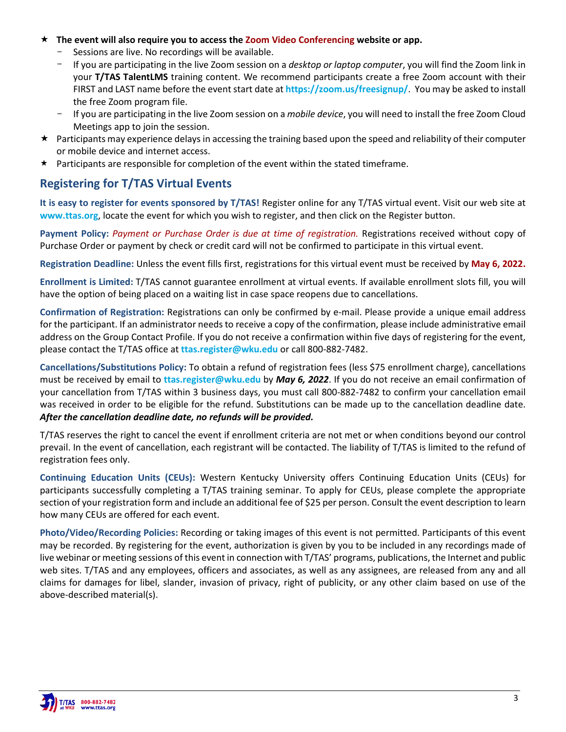- **The event will also require you to access the Zoom Video Conferencing website or app.**
  - Sessions are live. No recordings will be available.
  - If you are participating in the live Zoom session on a *desktop or laptop computer*, you will find the Zoom link in your **T/TAS TalentLMS** training content. We recommend participants create a free Zoom account with their FIRST and LAST name before the event start date at **https://zoom.us/freesignup/**. You may be asked to install the free Zoom program file.
  - If you are participating in the live Zoom session on a *mobile device*, you will need to install the free Zoom Cloud Meetings app to join the session.
- Participants may experience delays in accessing the training based upon the speed and reliability of their computer or mobile device and internet access.
- Participants are responsible for completion of the event within the stated timeframe.

## Registering for T/TAS Virtual Events

**It is easy to register for events sponsored by T/TAS!** Register online for any T/TAS virtual event. Visit our web site at **www.ttas.org**, locate the event for which you wish to register, and then click on the Register button.

**Payment Policy:** *Payment or Purchase Order is due at time of registration.* Registrations received without copy of Purchase Order or payment by check or credit card will not be confirmed to participate in this virtual event.

**Registration Deadline:** Unless the event fills first, registrations for this virtual event must be received by **May 6, 2022.**

**Enrollment is Limited:** T/TAS cannot guarantee enrollment at virtual events. If available enrollment slots fill, you will have the option of being placed on a waiting list in case space reopens due to cancellations.

**Confirmation of Registration:** Registrations can only be confirmed by e-mail. Please provide a unique email address for the participant. If an administrator needs to receive a copy of the confirmation, please include administrative email address on the Group Contact Profile. If you do not receive a confirmation within five days of registering for the event, please contact the T/TAS office at **ttas.register@wku.edu** or call 800-882-7482.

**Cancellations/Substitutions Policy:** To obtain a refund of registration fees (less $75 enrollment charge), cancellations must be received by email to **ttas.register@wku.edu** by ***May 6, 2022***. If you do not receive an email confirmation of your cancellation from T/TAS within 3 business days, you must call 800-882-7482 to confirm your cancellation email was received in order to be eligible for the refund. Substitutions can be made up to the cancellation deadline date. ***After the cancellation deadline date, no refunds will be provided.***

T/TAS reserves the right to cancel the event if enrollment criteria are not met or when conditions beyond our control prevail. In the event of cancellation, each registrant will be contacted. The liability of T/TAS is limited to the refund of registration fees only.

**Continuing Education Units (CEUs):** Western Kentucky University offers Continuing Education Units (CEUs) for participants successfully completing a T/TAS training seminar. To apply for CEUs, please complete the appropriate section of your registration form and include an additional fee of $25 per person. Consult the event description to learn how many CEUs are offered for each event.

**Photo/Video/Recording Policies:** Recording or taking images of this event is not permitted. Participants of this event may be recorded. By registering for the event, authorization is given by you to be included in any recordings made of live webinar or meeting sessions of this event in connection with T/TAS' programs, publications, the Internet and public web sites. T/TAS and any employees, officers and associates, as well as any assignees, are released from any and all claims for damages for libel, slander, invasion of privacy, right of publicity, or any other claim based on use of the above-described material(s).